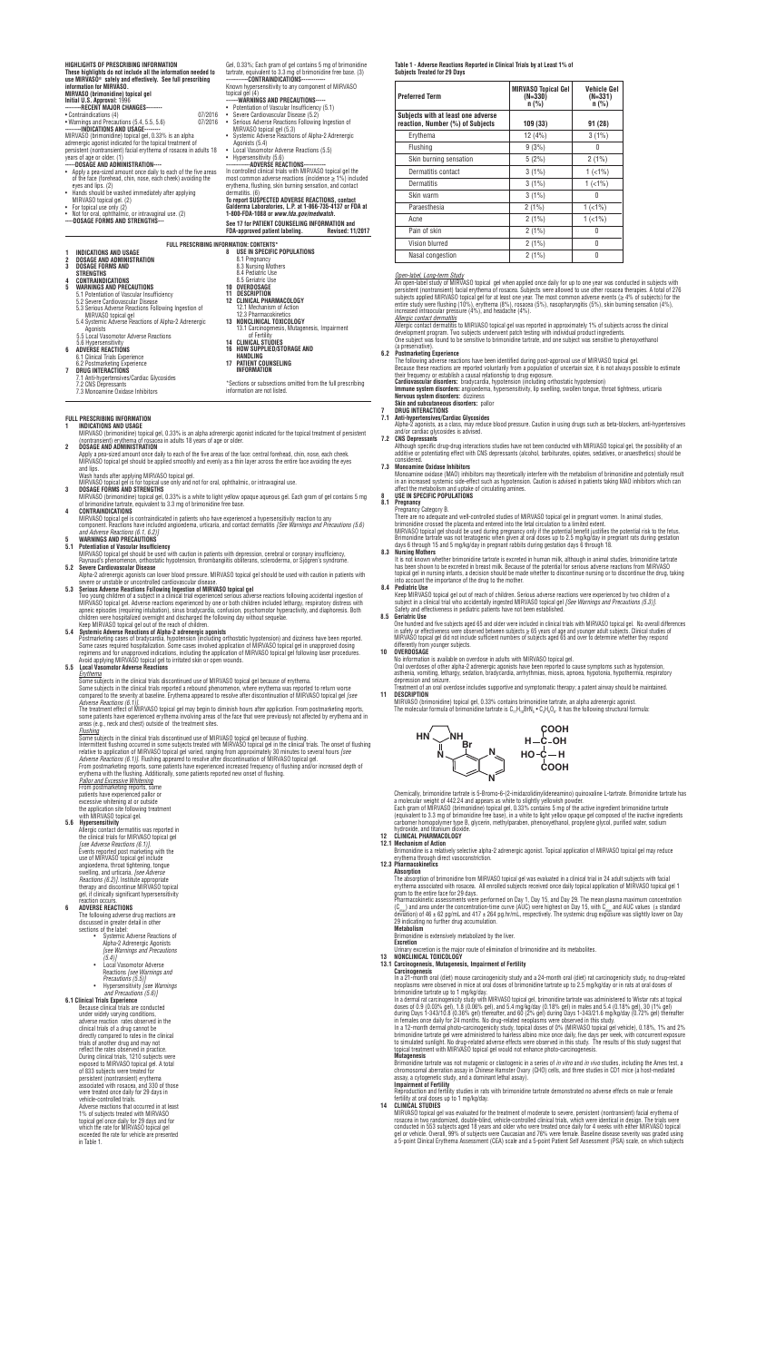**HIGHLIGHTS OF PRESCRIBING INFORMATION**
**These highlights do not include all the information needed to use MIRVASO® safely and effectively. See full prescribing information for MIRVASO.**
**MIRVASO (brimonidine) topical gel**
**Initial U.S. Approval: 1996**

**---------RECENT MAJOR CHANGES---------**
- Contraindications (4) 07/2016
- Warnings and Precautions (5.4, 5.5, 5.6) 07/2016

**---------INDICATIONS AND USAGE---------**
MIRVASO (brimonidine) topical gel, 0.33% is an alpha adrenergic agonist indicated for the topical treatment of persistent (nontransient) facial erythema of rosacea in adults 18 years of age or older. (1)

**-----DOSAGE AND ADMINISTRATION-----**
- Apply a pea-sized amount once daily to each of the five areas of the face (forehead, chin, nose, each cheek) avoiding the eyes and lips. (2)
- Hands should be washed immediately after applying MIRVASO topical gel. (2)
- For topical use only (2)
- Not for oral, ophthalmic, or intravaginal use. (2)

**----DOSAGE FORMS AND STRENGTHS---**
Gel, 0.33%: Each gram of gel contains 5 mg of brimonidine tartrate, equivalent to 3.3 mg of brimonidine free base. (3)

**-----------CONTRAINDICATIONS-----------**
Known hypersensitivity to any component of MIRVASO topical gel (4)

**-----WARNINGS AND PRECAUTIONS-----**
- Potentiation of Vascular Insufficiency (5.1)
- Severe Cardiovascular Disease (5.2)
- Serious Adverse Reactions Following Ingestion of MIRVASO topical gel (5.3)
- Systemic Adverse Reactions of Alpha-2 Adrenergic Agonists (5.4)
- Local Vasomotor Adverse Reactions (5.5)
- Hypersensitivity (5.6)

**-----------ADVERSE REACTIONS-----------**
In controlled clinical trials with MIRVASO topical gel the most common adverse reactions (incidence ≥ 1%) included erythema, flushing, skin burning sensation and contact dermatitis. (6)

**To report SUSPECTED ADVERSE REACTIONS, contact Galderma Laboratories, L.P. at 1-866-735-4137 or FDA at 1-800-FDA-1088 or *www.fda.gov/medwatch*.**

**See 17 for PATIENT COUNSELING INFORMATION and FDA-approved patient labeling.** **Revised: 11/2017**

**FULL PRESCRIBING INFORMATION: CONTENTS\***

1 INDICATIONS AND USAGE
2 DOSAGE AND ADMINISTRATION
3 DOSAGE FORMS AND STRENGTHS
4 CONTRAINDICATIONS
5 WARNINGS AND PRECAUTIONS
  5.1 Potentiation of Vascular Insufficiency
  5.2 Severe Cardiovascular Disease
  5.3 Serious Adverse Reactions Following Ingestion of MIRVASO topical gel
  5.4 Systemic Adverse Reactions of Alpha-2 Adrenergic Agonists
  5.5 Local Vasomotor Adverse Reactions
  5.6 Hypersensitivity
6 ADVERSE REACTIONS
  6.1 Clinical Trials Experience
  6.2 Postmarketing Experience
7 DRUG INTERACTIONS
  7.1 Anti-hypertensives/Cardiac Glycosides
  7.2 CNS Depressants
  7.3 Monoamine Oxidase Inhibitors
8 USE IN SPECIFIC POPULATIONS
  8.1 Pregnancy
  8.3 Nursing Mothers
  8.4 Pediatric Use
  8.5 Geriatric Use
10 OVERDOSAGE
11 DESCRIPTION
12 CLINICAL PHARMACOLOGY
  12.1 Mechanism of Action
  12.3 Pharmacokinetics
13 NONCLINICAL TOXICOLOGY
  13.1 Carcinogenesis, Mutagenesis, Impairment of Fertility
14 CLINICAL STUDIES
16 HOW SUPPLIED/STORAGE AND HANDLING
17 PATIENT COUNSELING INFORMATION

\*Sections or subsections omitted from the full prescribing information are not listed.

**FULL PRESCRIBING INFORMATION**

## 1 INDICATIONS AND USAGE

MIRVASO (brimonidine) topical gel, 0.33% is an alpha adrenergic agonist indicated for the topical treatment of persistent (nontransient) erythema of rosacea in adults 18 years of age or older.

## 2 DOSAGE AND ADMINISTRATION

Apply a pea-sized amount once daily to each of the five areas of the face: central forehead, chin, nose, each cheek. MIRVASO topical gel should be applied smoothly and evenly as a thin layer across the entire face avoiding the eyes and lips.
Wash hands after applying MIRVASO topical gel.
MIRVASO topical gel is for topical use only and not for oral, ophthalmic, or intravaginal use.

## 3 DOSAGE FORMS AND STRENGTHS

MIRVASO (brimonidine) topical gel, 0.33% is a white to light yellow opaque aqueous gel. Each gram of gel contains 5 mg of brimonidine tartrate, equivalent to 3.3 mg of brimonidine free base.

## 4 CONTRAINDICATIONS

MIRVASO topical gel is contraindicated in patients who have experienced a hypersensitivity reaction to any component. Reactions have included angioedema, urticaria, and contact dermatitis *[See Warnings and Precautions (5.6) and Adverse Reactions (6.1, 6.2)]*

## 5 WARNINGS AND PRECAUTIONS

### 5.1 Potentiation of Vascular Insufficiency

MIRVASO topical gel should be used with caution in patients with depression, cerebral or coronary insufficiency, Raynaud's phenomenon, orthostatic hypotension, thromboangiitis obliterans, scleroderma, or Sjögren's syndrome.

### 5.2 Severe Cardiovascular Disease

Alpha-2 adrenergic agonists can lower blood pressure. MIRVASO topical gel should be used with caution in patients with severe or unstable or uncontrolled cardiovascular disease.

### 5.3 Serious Adverse Reactions Following Ingestion of MIRVASO topical gel

Two young children of a subject in a clinical trial experienced serious adverse reactions following accidental ingestion of MIRVASO topical gel. Adverse reactions experienced by one or both children included lethargy, respiratory distress with apneic episodes (requiring intubation), sinus bradycardia, confusion, psychomotor hyperactivity, and diaphoresis. Both children were hospitalized overnight and discharged the following day without sequelae.
Keep MIRVASO topical gel out of the reach of children.

### 5.4 Systemic Adverse Reactions of Alpha-2 adrenergic agonists

Postmarketing cases of bradycardia, hypotension (including orthostatic hypotension) and dizziness have been reported. Some cases required hospitalization. Some cases involved application of MIRVASO topical gel in unapproved dosing regimens and for unapproved indications, including the application of MIRVASO topical gel following laser procedures. Avoid applying MIRVASO topical gel to irritated skin or open wounds.

### 5.5 Local Vasomotor Adverse Reactions

*Erythema*
Some subjects in the clinical trials discontinued use of MIRVASO topical gel because of erythema.
Some subjects in the clinical trials reported a rebound phenomenon, where erythema was reported to return worse compared to the severity at baseline. Erythema appeared to resolve after discontinuation of MIRVASO topical gel *[see Adverse Reactions (6.1)]*.
The treatment effect of MIRVASO topical gel may begin to diminish hours after application. From postmarketing reports, some patients have experienced erythema involving areas of the face that were previously not affected by erythema and in areas (e.g., neck and chest) outside of the treatment sites.

*Flushing*
Some subjects in the clinical trials discontinued use of MIRVASO topical gel because of flushing.
Intermittent flushing occurred in some subjects treated with MIRVASO topical gel in the clinical trials. The onset of flushing relative to application of MIRVASO topical gel varied, ranging from approximately 30 minutes to several hours *[see Adverse Reactions (6.1)]*. Flushing appeared to resolve after discontinuation of MIRVASO topical gel.
From postmarketing reports, some patients have experienced increased frequency of flushing and/or increased depth of erythema with the flushing. Additionally, some patients reported new onset of flushing.

*Pallor and Excessive Whitening*
From postmarketing reports, some patients have experienced pallor or excessive whitening at or outside the application site following treatment with MIRVASO topical gel.

### 5.6 Hypersensitivity

Allergic contact dermatitis was reported in the clinical trials for MIRVASO topical gel *[see Adverse Reactions (6.1)]*.
Events reported post marketing with the use of MIRVASO topical gel include angioedema, throat tightening, tongue swelling, and urticaria. *[see Adverse Reactions (6.2)]*. Institute appropriate therapy and discontinue MIRVASO topical gel, if clinically significant hypersensitivity reaction occurs.

## 6 ADVERSE REACTIONS

The following adverse drug reactions are discussed in greater detail in other sections of the label:
- Systemic Adverse Reactions of Alpha-2 Adrenergic Agonists *[see Warnings and Precautions (5.4)]*
- Local Vasomotor Adverse Reactions *[see Warnings and Precautions (5.5)]*
- Hypersensitivity *[see Warnings and Precautions (5.6)]*

### 6.1 Clinical Trials Experience

Because clinical trials are conducted under widely varying conditions, adverse reaction rates observed in the clinical trials of a drug cannot be directly compared to rates in the clinical trials of another drug and may not reflect the rates observed in practice.
During clinical trials, 1210 subjects were exposed to MIRVASO topical gel. A total of 833 subjects were treated for persistent (nontransient) erythema associated with rosacea, and 330 of those were treated once daily for 29 days in vehicle-controlled trials.
Adverse reactions that occurred in at least 1% of subjects treated with MIRVASO topical gel once daily for 29 days and for which the rate for MIRVASO topical gel exceeded the rate for vehicle are presented in Table 1.

**Table 1 - Adverse Reactions Reported in Clinical Trials by at Least 1% of Subjects Treated for 29 Days**

| Preferred Term | MIRVASO Topical Gel (N=330) n (%) | Vehicle Gel (N=331) n (%) |
|---|---|---|
| Subjects with at least one adverse reaction, Number (%) of Subjects | 109 (33) | 91 (28) |
| Erythema | 12 (4%) | 3 (1%) |
| Flushing | 9 (3%) | 0 |
| Skin burning sensation | 5 (2%) | 2 (1%) |
| Dermatitis contact | 3 (1%) | 1 (<1%) |
| Dermatitis | 3 (1%) | 1 (<1%) |
| Skin warm | 3 (1%) | 0 |
| Paraesthesia | 2 (1%) | 1 (<1%) |
| Acne | 2 (1%) | 1 (<1%) |
| Pain of skin | 2 (1%) | 0 |
| Vision blurred | 2 (1%) | 0 |
| Nasal congestion | 2 (1%) | 0 |

*Open-label, Long-term Study*
An open-label study of MIRVASO topical gel when applied once daily for up to one year was conducted in subjects with persistent (nontransient) facial erythema of rosacea. Subjects were allowed to use other rosacea therapies. A total of 276 subjects applied MIRVASO topical gel for at least one year. The most common adverse events (≥ 4% of subjects) for the entire study were flushing (10%), erythema (8%), rosacea (5%), nasopharyngitis (5%), skin burning sensation (4%), increased intraocular pressure (4%), and headache (4%).

*Allergic contact dermatitis*
Allergic contact dermatitis to MIRVASO topical gel was reported in approximately 1% of subjects across the clinical development program. Two subjects underwent patch testing with individual product ingredients.
One subject was found to be sensitive to brimonidine tartrate, and one subject was sensitive to phenoxyethanol (a preservative).

### 6.2 Postmarketing Experience

The following adverse reactions have been identified during post-approval use of MIRVASO topical gel.
Because these reactions are reported voluntarily from a population of uncertain size, it is not always possible to estimate their frequency or establish a causal relationship to drug exposure.
**Cardiovascular disorders:** bradycardia, hypotension (including orthostatic hypotension)
**Immune system disorders:** angioedema, hypersensitivity, lip swelling, swollen tongue, throat tightness, urticaria
**Nervous system disorders:** dizziness
**Skin and subcutaneous disorders:** pallor

## 7 DRUG INTERACTIONS

### 7.1 Anti-hypertensives/Cardiac Glycosides

Alpha-2 agonists, as a class, may reduce blood pressure. Caution in using drugs such as beta-blockers, anti-hypertensives and/or cardiac glycosides is advised.

### 7.2 CNS Depressants

Although specific drug-drug interactions studies have not been conducted with MIRVASO topical gel, the possibility of an additive or potentiating effect with CNS depressants (alcohol, barbiturates, opiates, sedatives, or anaesthetics) should be considered.

### 7.3 Monoamine Oxidase Inhibitors

Monoamine oxidase (MAO) inhibitors may theoretically interfere with the metabolism of brimonidine and potentially result in an increased systemic side-effect such as hypotension. Caution is advised in patients taking MAO inhibitors which can affect the metabolism and uptake of circulating amines.

## 8 USE IN SPECIFIC POPULATIONS

### 8.1 Pregnancy

Pregnancy Category B.
There are no adequate and well-controlled studies of MIRVASO topical gel in pregnant women. In animal studies, brimonidine crossed the placenta and entered into the fetal circulation to a limited extent.
MIRVASO topical gel should be used during pregnancy only if the potential benefit justifies the potential risk to the fetus.
Brimonidine tartrate was not teratogenic when given at oral doses up to 2.5 mg/kg/day in pregnant rats during gestation days 6 through 15 and 5 mg/kg/day in pregnant rabbits during gestation days 6 through 18.

### 8.3 Nursing Mothers

It is not known whether brimonidine tartrate is excreted in human milk, although in animal studies, brimonidine tartrate has been shown to be excreted in breast milk. Because of the potential for serious adverse reactions from MIRVASO topical gel in nursing infants, a decision should be made whether to discontinue nursing or to discontinue the drug, taking into account the importance of the drug to the mother.

### 8.4 Pediatric Use

Keep MIRVASO topical gel out of reach of children. Serious adverse reactions were experienced by two children of a subject in a clinical trial who accidentally ingested MIRVASO topical gel *[See Warnings and Precautions (5.3)]*.
Safety and effectiveness in pediatric patients have not been established.

### 8.5 Geriatric Use

One hundred and five subjects aged 65 and older were included in clinical trials with MIRVASO topical gel. No overall differences in safety or effectiveness were observed between subjects ≥ 65 years of age and younger adult subjects. Clinical studies of MIRVASO topical gel did not include sufficient numbers of subjects aged 65 and over to determine whether they respond differently from younger subjects.

## 10 OVERDOSAGE

No information is available on overdose in adults with MIRVASO topical gel.
Oral overdoses of other alpha-2 adrenergic agonists have been reported to cause symptoms such as hypotension, asthenia, vomiting, lethargy, sedation, bradycardia, arrhythmias, miosis, apnoea, hypotonia, hypothermia, respiratory depression and seizure.
Treatment of an oral overdose includes supportive and symptomatic therapy; a patent airway should be maintained.

## 11 DESCRIPTION

MIRVASO (brimonidine) topical gel, 0.33% contains brimonidine tartrate, an alpha adrenergic agonist.
The molecular formula of brimonidine tartrate is $C_{11}H_{10}BrN_5 \cdot C_4H_6O_6$. It has the following structural formula:

Chemically, brimonidine tartrate is 5-Bromo-6-(2-imidazolidinylideneamino) quinoxaline L-tartrate. Brimonidine tartrate has a molecular weight of 442.24 and appears as white to slightly yellowish powder.
Each gram of MIRVASO (brimonidine) topical gel, 0.33% contains 5 mg of the active ingredient brimonidine tartrate (equivalent to 3.3 mg of brimonidine free base), in a white to light yellow opaque gel composed of the inactive ingredients carbomer homopolymer type B, glycerin, methylparaben, phenoxyethanol, propylene glycol, purified water, sodium hydroxide, and titanium dioxide.

## 12 CLINICAL PHARMACOLOGY

### 12.1 Mechanism of Action

Brimonidine is a relatively selective alpha-2 adrenergic agonist. Topical application of MIRVASO topical gel may reduce erythema through direct vasoconstriction.

### 12.3 Pharmacokinetics

**Absorption**
The absorption of brimonidine from MIRVASO topical gel was evaluated in a clinical trial in 24 adult subjects with facial erythema associated with rosacea. All enrolled subjects received once daily topical application of MIRVASO topical gel 1 gram to the entire face for 29 days.
Pharmacokinetic assessments were performed on Day 1, Day 15, and Day 29. The mean plasma maximum concentration ($C_{max}$) and area under the concentration-time curve (AUC) were highest on Day 15, with $C_{max}$ and AUC values (± standard deviation) of 46 ± 62 pg/mL and 417 ± 264 pg.hr/mL, respectively. The systemic drug exposure was slightly lower on Day 29 indicating no further drug accumulation.

**Metabolism**
Brimonidine is extensively metabolized by the liver.

**Excretion**
Urinary excretion is the major route of elimination of brimonidine and its metabolites.

## 13 NONCLINICAL TOXICOLOGY

### 13.1 Carcinogenesis, Mutagenesis, Impairment of Fertility

**Carcinogenesis**
In a 21-month oral (diet) mouse carcinogenicity study and a 24-month oral (diet) rat carcinogenicity study, no drug-related neoplasms were observed in mice at oral doses of brimonidine tartrate up to 2.5 mg/kg/day or in rats at oral doses of brimonidine tartrate up to 1 mg/kg/day.
In a dermal rat carcinogenicity study with MIRVASO topical gel, brimonidine tartrate was administered to Wistar rats at topical doses of 0.9 (0.03% gel), 1.8 (0.06% gel), and 5.4 mg/kg/day (0.18% gel) in males and 5.4 (0.18% gel), 30 (1% gel) during Days 1-343/10.8 (0.36% gel) thereafter, and 60 (2% gel) during Days 1-343/21.6 mg/kg/day (0.72% gel) thereafter in females once daily for 24 months. No drug-related neoplasms were observed in this study.
In a 12-month dermal photo-carcinogenicity study, topical doses of 0% (MIRVASO topical gel vehicle), 0.18%, 1% and 2% brimonidine tartrate gel were administered to hairless albino mice once daily, five days per week, with concurrent exposure to simulated sunlight. No drug-related adverse effects were observed in this study. The results of this study suggest that topical treatment with MIRVASO topical gel would not enhance photo-carcinogenesis.

**Mutagenesis**
Brimonidine tartrate was not mutagenic or clastogenic in a series of *in vitro* and *in vivo* studies, including the Ames test, a chromosomal aberration assay in Chinese Hamster Ovary (CHO) cells, and three studies in CD1 mice (a host-mediated assay, a cytogenetic study, and a dominant lethal assay).

**Impairment of Fertility**
Reproduction and fertility studies in rats with brimonidine tartrate demonstrated no adverse effects on male or female fertility at oral doses up to 1 mg/kg/day.

## 14 CLINICAL STUDIES

MIRVASO topical gel was evaluated for the treatment of moderate to severe, persistent (nontransient) facial erythema of rosacea in two randomized, double-blind, vehicle-controlled clinical trials, which were identical in design. The trials were conducted in 553 subjects aged 18 years and older who were treated once daily for 4 weeks with either MIRVASO topical gel or vehicle. Overall, 99% of subjects were Caucasian and 76% were female. Baseline disease severity was graded using a 5-point Clinical Erythema Assessment (CEA) scale and a 5-point Patient Self Assessment (PSA) scale, on which subjects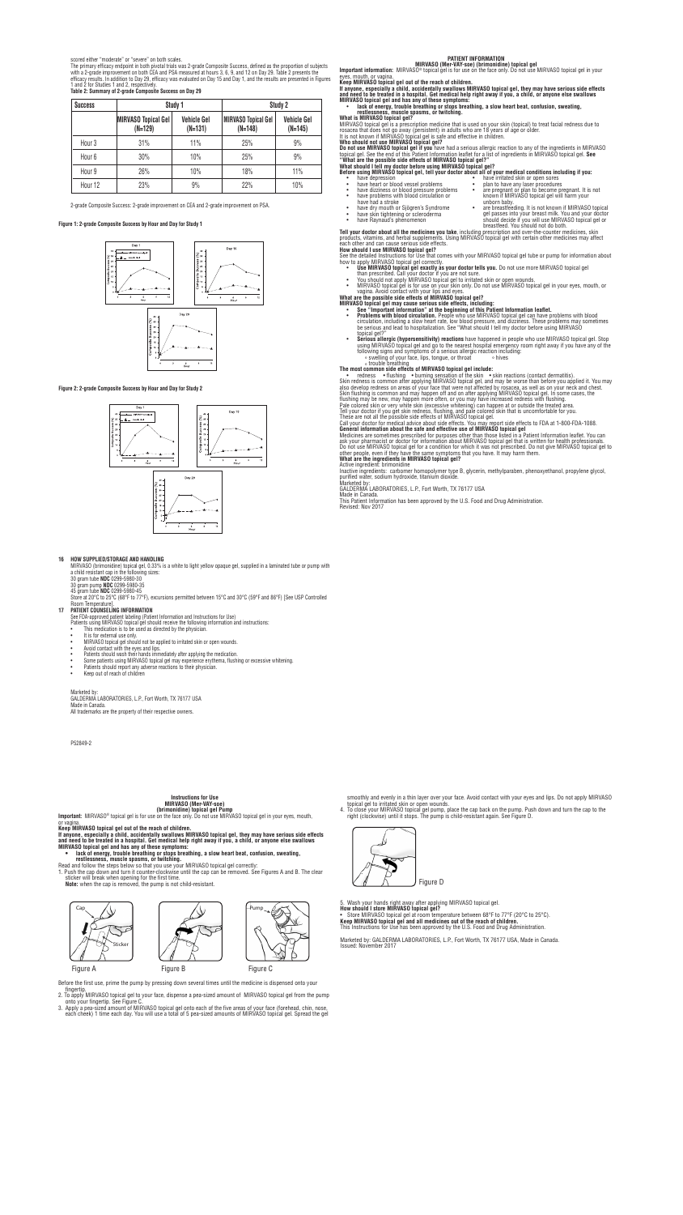scored either "moderate" or "severe" on both scales.

The primary efficacy endpoint in both pivotal trials was 2-grade Composite Success, defined as the proportion of subjects with a 2-grade improvement on both CEA and PSA measured at hours 3, 6, 9, and 12 on Day 29. Table 2 presents the efficacy results. In addition to Day 29, efficacy was evaluated on Day 15 and Day 1, and the results are presented in Figures 1 and 2 for Studies 1 and 2, respectively.

**Table 2: Summary of 2-grade Composite Success on Day 29**

| Success | Study 1 | | Study 2 | |
|---|---|---|---|---|
| | MIRVASO Topical Gel (N=129) | Vehicle Gel (N=131) | MIRVASO Topical Gel (N=148) | Vehicle Gel (N=145) |
| Hour 3 | 31% | 11% | 25% | 9% |
| Hour 6 | 30% | 10% | 25% | 9% |
| Hour 9 | 26% | 10% | 18% | 11% |
| Hour 12 | 23% | 9% | 22% | 10% |

2-grade Composite Success: 2-grade improvement on CEA and 2-grade improvement on PSA.

**Figure 1: 2-grade Composite Success by Hour and Day for Study 1**

Day 1
Day 15
Day 29
Hour

**Figure 2: 2-grade Composite Success by Hour and Day for Study 2**

Day 1
Day 15
Day 29
Hour

## 16 HOW SUPPLIED/STORAGE AND HANDLING

MIRVASO (brimonidine) topical gel, 0.33% is a white to light yellow opaque gel, supplied in a laminated tube or pump with a child resistant cap in the following sizes:

30 gram tube **NDC** 0299-5980-30
30 gram pump **NDC** 0299-5980-35
45 gram tube **NDC** 0299-5980-45

Store at 20°C to 25°C (68°F to 77°F), excursions permitted between 15°C and 30°C (59°F and 86°F) [See USP Controlled Room Temperature].

## 17 PATIENT COUNSELING INFORMATION

See FDA-approved patient labeling (Patient Information and Instructions for Use)

Patients using MIRVASO topical gel should receive the following information and instructions:

- This medication is to be used as directed by the physician.
- It is for external use only.
- MIRVASO topical gel should not be applied to irritated skin or open wounds.
- Avoid contact with the eyes and lips.
- Patients should wash their hands immediately after applying the medication.
- Some patients using MIRVASO topical gel may experience erythema, flushing or excessive whitening.
- Patients should report any adverse reactions to their physician.
- Keep out of reach of children

Marketed by:
GALDERMA LABORATORIES, L.P., Fort Worth, TX 76177 USA
Made in Canada.
All trademarks are the property of their respective owners.

P52849-2

# PATIENT INFORMATION
## MIRVASO (Mer-VAY-soe) (brimonidine) topical gel

**Important information:** MIRVASO® topical gel is for use on the face only. Do not use MIRVASO topical gel in your eyes, mouth, or vagina.

**Keep MIRVASO topical gel out of the reach of children.**

**If anyone, especially a child, accidentally swallows MIRVASO topical gel, they may have serious side effects and need to be treated in a hospital. Get medical help right away if you, a child, or anyone else swallows MIRVASO topical gel and has any of these symptoms:**

- **lack of energy, trouble breathing or stops breathing, a slow heart beat, confusion, sweating, restlessness, muscle spasms, or twitching.**

**What is MIRVASO topical gel?**

MIRVASO topical gel is a prescription medicine that is used on your skin (topical) to treat facial redness due to rosacea that does not go away (persistent) in adults who are 18 years of age or older.

It is not known if MIRVASO topical gel is safe and effective in children.

**Who should not use MIRVASO topical gel?**

**Do not use MIRVASO topical gel if you** have had a serious allergic reaction to any of the ingredients in MIRVASO topical gel. See the end of this Patient Information leaflet for a list of ingredients in MIRVASO topical gel. **See "What are the possible side effects of MIRVASO topical gel?"**

**What should I tell my doctor before using MIRVASO topical gel?**

**Before using MIRVASO topical gel, tell your doctor about all of your medical conditions including if you:**

- have depression
- have heart or blood vessel problems
- have dizziness or blood pressure problems
- have problems with blood circulation or have had a stroke
- have dry mouth or Sjögren's Syndrome
- have skin tightening or scleroderma
- have Raynaud's phenomenon
- have irritated skin or open sores
- plan to have any laser procedures
- are pregnant or plan to become pregnant. It is not known if MIRVASO topical gel will harm your unborn baby.
- are breastfeeding. It is not known if MIRVASO topical gel passes into your breast milk. You and your doctor should decide if you will use MIRVASO topical gel or breastfeed. You should not do both.

**Tell your doctor about all the medicines you take**, including prescription and over-the-counter medicines, skin products, vitamins, and herbal supplements. Using MIRVASO topical gel with certain other medicines may affect each other and can cause serious side effects.

**How should I use MIRVASO topical gel?**

See the detailed Instructions for Use that comes with your MIRVASO topical gel tube or pump for information about how to apply MIRVASO topical gel correctly.

- **Use MIRVASO topical gel exactly as your doctor tells you.** Do not use more MIRVASO topical gel than prescribed. Call your doctor if you are not sure.
- You should not apply MIRVASO topical gel to irritated skin or open wounds.
- MIRVASO topical gel is for use on your skin only. Do not use MIRVASO topical gel in your eyes, mouth, or vagina. Avoid contact with your lips and eyes.

**What are the possible side effects of MIRVASO topical gel?**

**MIRVASO topical gel may cause serious side effects, including:**

- **See "Important information" at the beginning of this Patient Information leaflet.**
- **Problems with blood circulation.** People who use MIRVASO topical gel can have problems with blood circulation, including a slow heart rate, low blood pressure, and dizziness. These problems may sometimes be serious and lead to hospitalization. See "What should I tell my doctor before using MIRVASO topical gel?"
- **Serious allergic (hypersensitivity) reactions** have happened in people who use MIRVASO topical gel. Stop using MIRVASO topical gel and go to the nearest hospital emergency room right away if you have any of the following signs and symptoms of a serious allergic reaction including:
  - swelling of your face, lips, tongue, or throat
  - hives
  - trouble breathing

**The most common side effects of MIRVASO topical gel include:**

- redness • flushing • burning sensation of the skin • skin reactions (contact dermatitis).

Skin redness is common after applying MIRVASO topical gel, and may be worse than before you applied it. You may also develop redness on areas of your face that were not affected by rosacea, as well as on your neck and chest. Skin flushing is common and may happen off and on after applying MIRVASO topical gel. In some cases, the flushing may be new, may happen more often, or you may have increased redness with flushing.

Pale colored skin or very white skin (excessive whitening) can happen at or outside the treated area.

Tell your doctor if you get skin redness, flushing, and pale colored skin that is uncomfortable for you.

These are not all the possible side effects of MIRVASO topical gel.

Call your doctor for medical advice about side effects. You may report side effects to FDA at 1-800-FDA-1088.

**General information about the safe and effective use of MIRVASO topical gel**

Medicines are sometimes prescribed for purposes other than those listed in a Patient Information leaflet. You can ask your pharmacist or doctor for information about MIRVASO topical gel that is written for health professionals. Do not use MIRVASO topical gel for a condition for which it was not prescribed. Do not give MIRVASO topical gel to other people, even if they have the same symptoms that you have. It may harm them.

**What are the ingredients in MIRVASO topical gel?**

Active ingredient: brimonidine

Inactive ingredients: carbomer homopolymer type B, glycerin, methylparaben, phenoxyethanol, propylene glycol, purified water, sodium hydroxide, titanium dioxide.

Marketed by:
GALDERMA LABORATORIES, L.P., Fort Worth, TX 76177 USA
Made in Canada.

This Patient Information has been approved by the U.S. Food and Drug Administration.
Revised: Nov 2017

# Instructions for Use
## MIRVASO (Mer-VAY-soe) (brimonidine) topical gel Pump

**Important:** MIRVASO® topical gel is for use on the face only. Do not use MIRVASO topical gel in your eyes, mouth, or vagina.

**Keep MIRVASO topical gel out of the reach of children.**

**If anyone, especially a child, accidentally swallows MIRVASO topical gel, they may have serious side effects and need to be treated in a hospital. Get medical help right away if you, a child, or anyone else swallows MIRVASO topical gel and has any of these symptoms:**

- **lack of energy, trouble breathing or stops breathing, a slow heart beat, confusion, sweating, restlessness, muscle spasms, or twitching.**

Read and follow the steps below so that you use your MIRVASO topical gel correctly:

1. Push the cap down and turn it counter-clockwise until the cap can be removed. See Figures A and B. The clear sticker will break when opening for the first time.
   **Note:** when the cap is removed, the pump is not child-resistant.

Cap
Sticker
Figure A

Figure B

Pump
Figure C

Before the first use, prime the pump by pressing down several times until the medicine is dispensed onto your fingertip.

2. To apply MIRVASO topical gel to your face, dispense a pea-sized amount of MIRVASO topical gel from the pump onto your fingertip. See Figure C.
3. Apply a pea-sized amount of MIRVASO topical gel onto each of the five areas of your face (forehead, chin, nose, each cheek) 1 time each day. You will use a total of 5 pea-sized amounts of MIRVASO topical gel. Spread the gel smoothly and evenly in a thin layer over your face. Avoid contact with your eyes and lips. Do not apply MIRVASO topical gel to irritated skin or open wounds.
4. To close your MIRVASO topical gel pump, place the cap back on the pump. Push down and turn the cap to the right (clockwise) until it stops. The pump is child-resistant again. See Figure D.

Figure D

5. Wash your hands right away after applying MIRVASO topical gel.

**How should I store MIRVASO topical gel?**

- Store MIRVASO topical gel at room temperature between 68°F to 77°F (20°C to 25°C).

**Keep MIRVASO topical gel and all medicines out of the reach of children.**

This Instructions for Use has been approved by the U.S. Food and Drug Administration.

Marketed by: GALDERMA LABORATORIES, L.P., Fort Worth, TX 76177 USA, Made in Canada.
Issued: November 2017